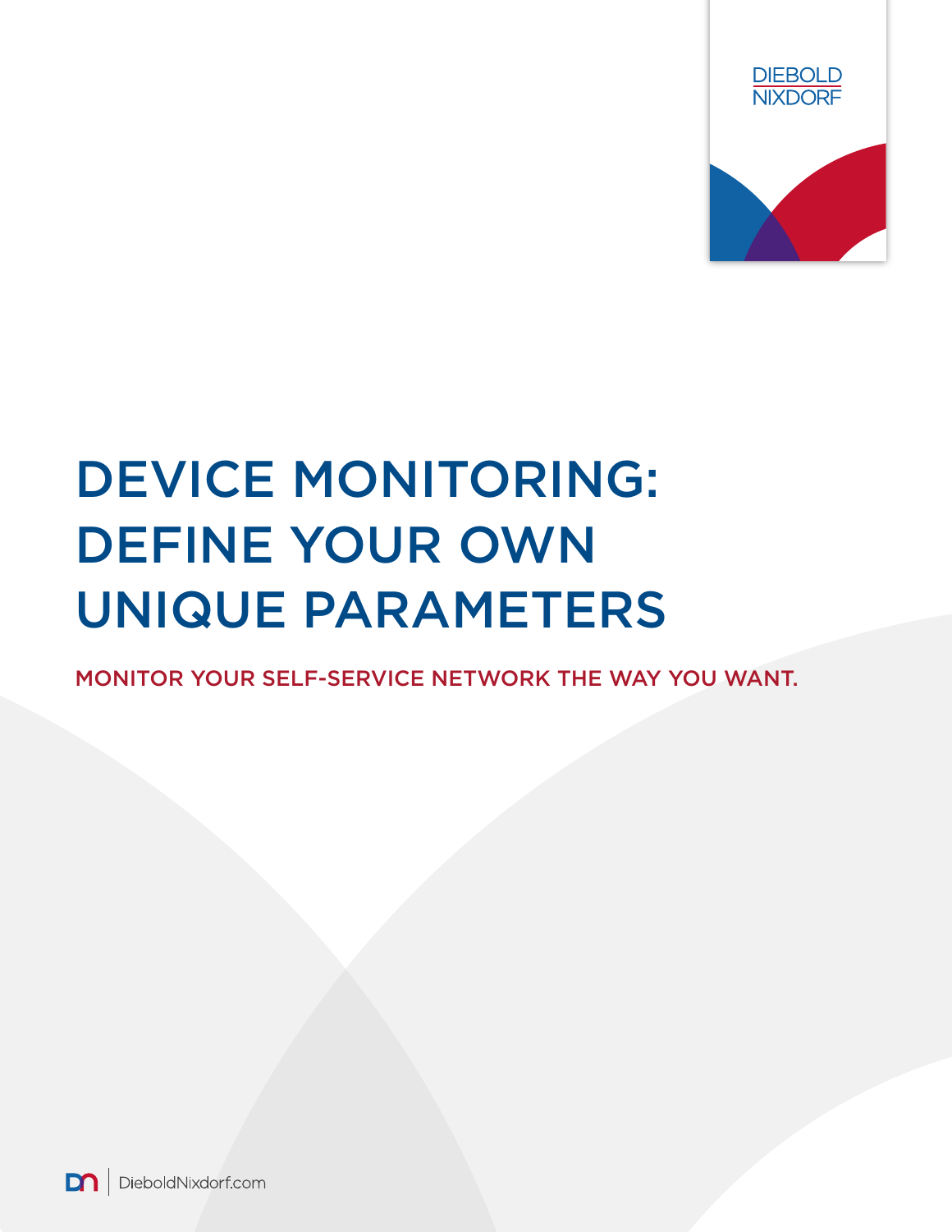# DEVICE MONITORING: DEFINE YOUR OWN UNIQUE PARAMETERS

## MONITOR YOUR SELF-SERVICE NETWORK THE WAY YOU WANT.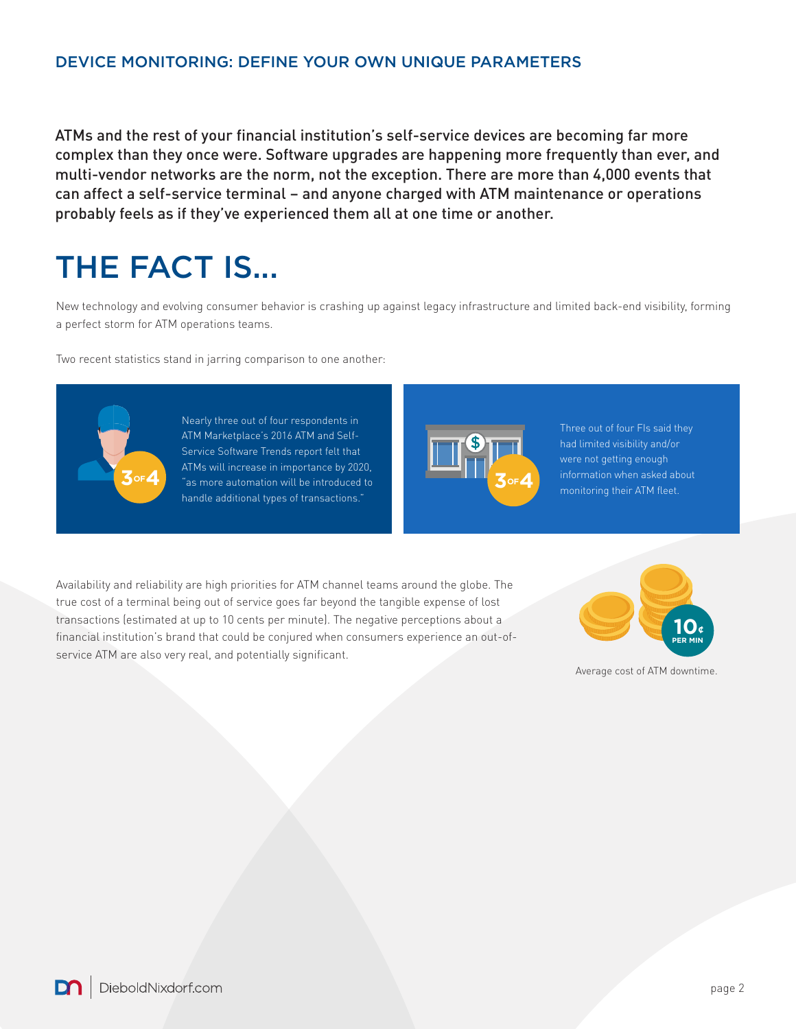## DEVICE MONITORING: DEFINE YOUR OWN UNIQUE PARAMETERS

ATMs and the rest of your financial institution's self-service devices are becoming far more complex than they once were. Software upgrades are happening more frequently than ever, and multi-vendor networks are the norm, not the exception. There are more than 4,000 events that can affect a self-service terminal – and anyone charged with ATM maintenance or operations probably feels as if they've experienced them all at one time or another.

# THE FACT IS...

New technology and evolving consumer behavior is crashing up against legacy infrastructure and limited back-end visibility, forming a perfect storm for ATM operations teams.

Two recent statistics stand in jarring comparison to one another:

**3 OF 4**

Nearly three out of four respondents in ATM Marketplace's 2016 ATM and Self-Service Software Trends report felt that ATMs will increase in importance by 2020, "as more automation will be introduced to handle additional types of transactions."

**3 OF 4**

Three out of four FIs said they had limited visibility and/or were not getting enough information when asked about monitoring their ATM fleet.

Availability and reliability are high priorities for ATM channel teams around the globe. The true cost of a terminal being out of service goes far beyond the tangible expense of lost transactions (estimated at up to 10 cents per minute). The negative perceptions about a financial institution's brand that could be conjured when consumers experience an out-of-service ATM are also very real, and potentially significant.

**10¢ PER MIN**

Average cost of ATM downtime.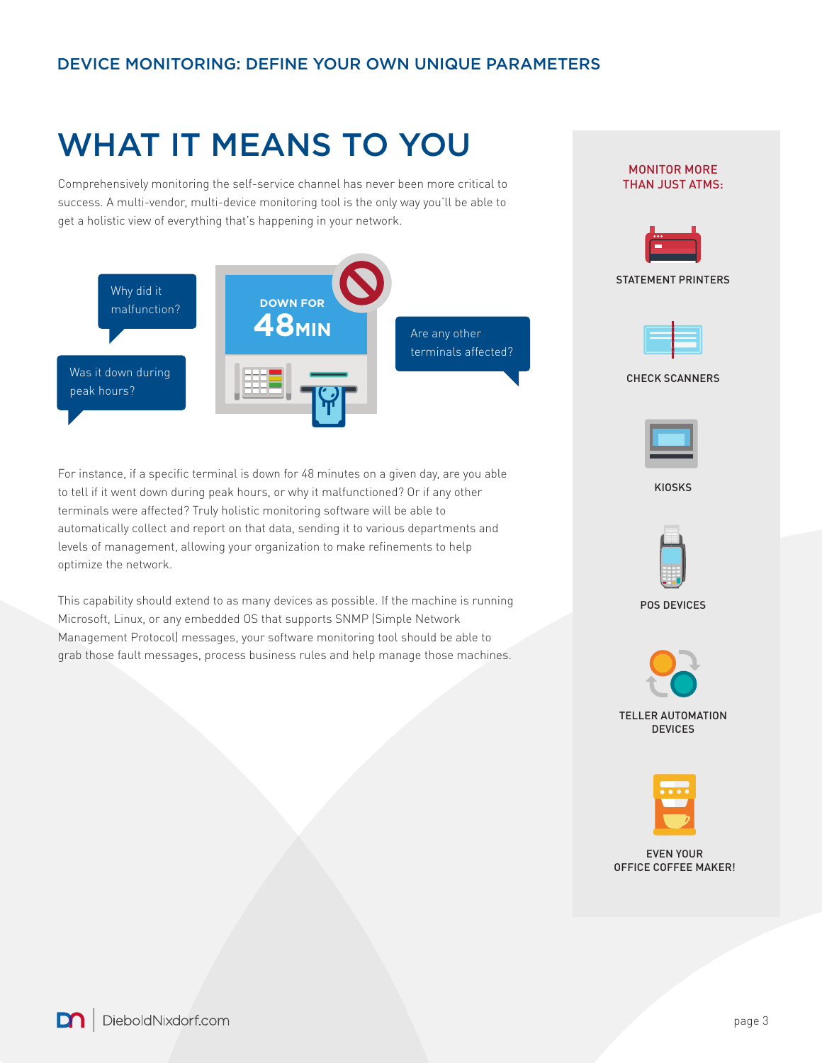# WHAT IT MEANS TO YOU

Comprehensively monitoring the self-service channel has never been more critical to success. A multi-vendor, multi-device monitoring tool is the only way you'll be able to get a holistic view of everything that's happening in your network.

Why did it malfunction?

Was it down during peak hours?

DOWN FOR 48MIN

Are any other terminals affected?

For instance, if a specific terminal is down for 48 minutes on a given day, are you able to tell if it went down during peak hours, or why it malfunctioned? Or if any other terminals were affected? Truly holistic monitoring software will be able to automatically collect and report on that data, sending it to various departments and levels of management, allowing your organization to make refinements to help optimize the network.

This capability should extend to as many devices as possible. If the machine is running Microsoft, Linux, or any embedded OS that supports SNMP (Simple Network Management Protocol) messages, your software monitoring tool should be able to grab those fault messages, process business rules and help manage those machines.

## MONITOR MORE THAN JUST ATMS:

- STATEMENT PRINTERS
- CHECK SCANNERS
- KIOSKS
- POS DEVICES
- TELLER AUTOMATION DEVICES
- EVEN YOUR OFFICE COFFEE MAKER!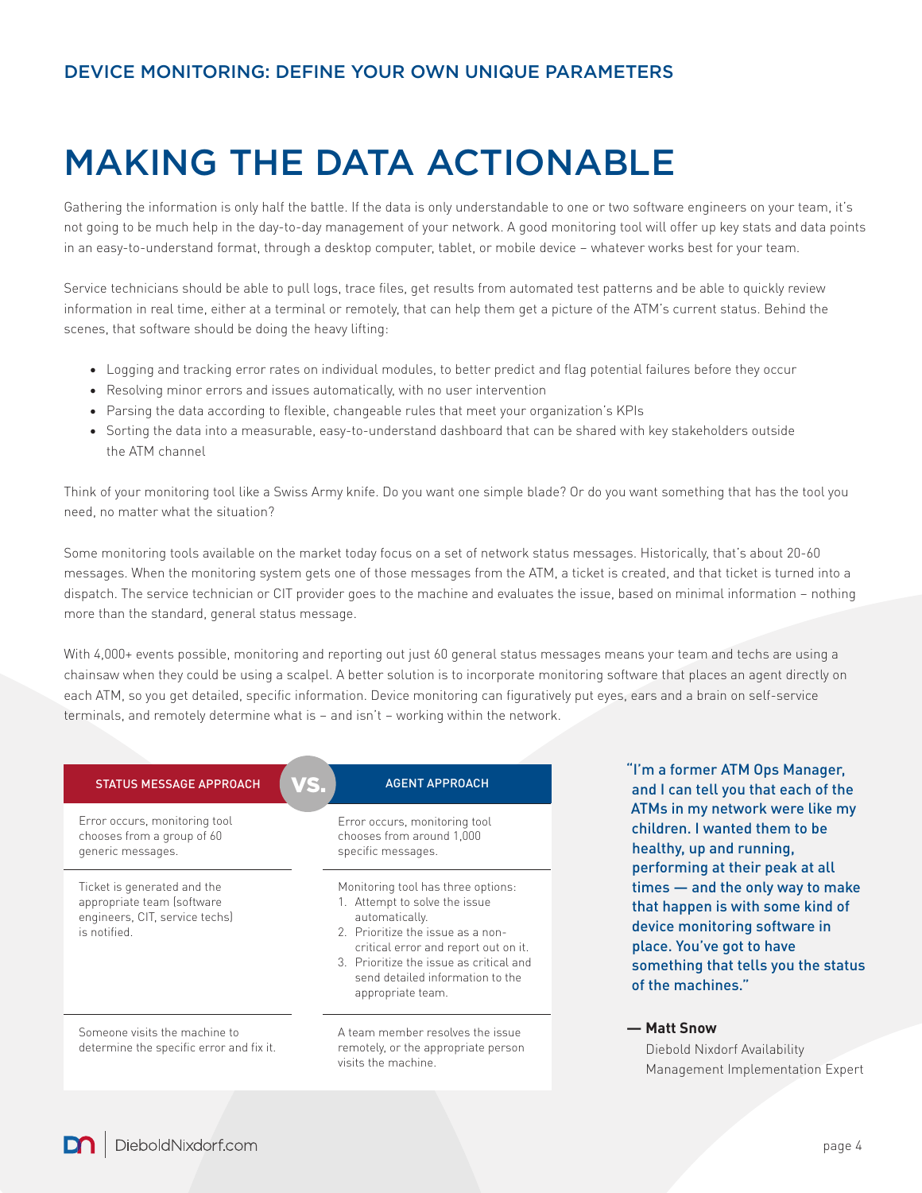## DEVICE MONITORING: DEFINE YOUR OWN UNIQUE PARAMETERS

# MAKING THE DATA ACTIONABLE

Gathering the information is only half the battle. If the data is only understandable to one or two software engineers on your team, it's not going to be much help in the day-to-day management of your network. A good monitoring tool will offer up key stats and data points in an easy-to-understand format, through a desktop computer, tablet, or mobile device – whatever works best for your team.

Service technicians should be able to pull logs, trace files, get results from automated test patterns and be able to quickly review information in real time, either at a terminal or remotely, that can help them get a picture of the ATM's current status. Behind the scenes, that software should be doing the heavy lifting:

- Logging and tracking error rates on individual modules, to better predict and flag potential failures before they occur
- Resolving minor errors and issues automatically, with no user intervention
- Parsing the data according to flexible, changeable rules that meet your organization's KPIs
- Sorting the data into a measurable, easy-to-understand dashboard that can be shared with key stakeholders outside the ATM channel

Think of your monitoring tool like a Swiss Army knife. Do you want one simple blade? Or do you want something that has the tool you need, no matter what the situation?

Some monitoring tools available on the market today focus on a set of network status messages. Historically, that's about 20-60 messages. When the monitoring system gets one of those messages from the ATM, a ticket is created, and that ticket is turned into a dispatch. The service technician or CIT provider goes to the machine and evaluates the issue, based on minimal information – nothing more than the standard, general status message.

With 4,000+ events possible, monitoring and reporting out just 60 general status messages means your team and techs are using a chainsaw when they could be using a scalpel. A better solution is to incorporate monitoring software that places an agent directly on each ATM, so you get detailed, specific information. Device monitoring can figuratively put eyes, ears and a brain on self-service terminals, and remotely determine what is – and isn't – working within the network.

| STATUS MESSAGE APPROACH | VS. AGENT APPROACH |
| --- | --- |
| Error occurs, monitoring tool chooses from a group of 60 generic messages. | Error occurs, monitoring tool chooses from around 1,000 specific messages. |
| Ticket is generated and the appropriate team (software engineers, CIT, service techs) is notified. | Monitoring tool has three options:<br>1. Attempt to solve the issue automatically.<br>2. Prioritize the issue as a non-critical error and report out on it.<br>3. Prioritize the issue as critical and send detailed information to the appropriate team. |
| Someone visits the machine to determine the specific error and fix it. | A team member resolves the issue remotely, or the appropriate person visits the machine. |

"I'm a former ATM Ops Manager, and I can tell you that each of the ATMs in my network were like my children. I wanted them to be healthy, up and running, performing at their peak at all times — and the only way to make that happen is with some kind of device monitoring software in place. You've got to have something that tells you the status of the machines."

**— Matt Snow**
Diebold Nixdorf Availability Management Implementation Expert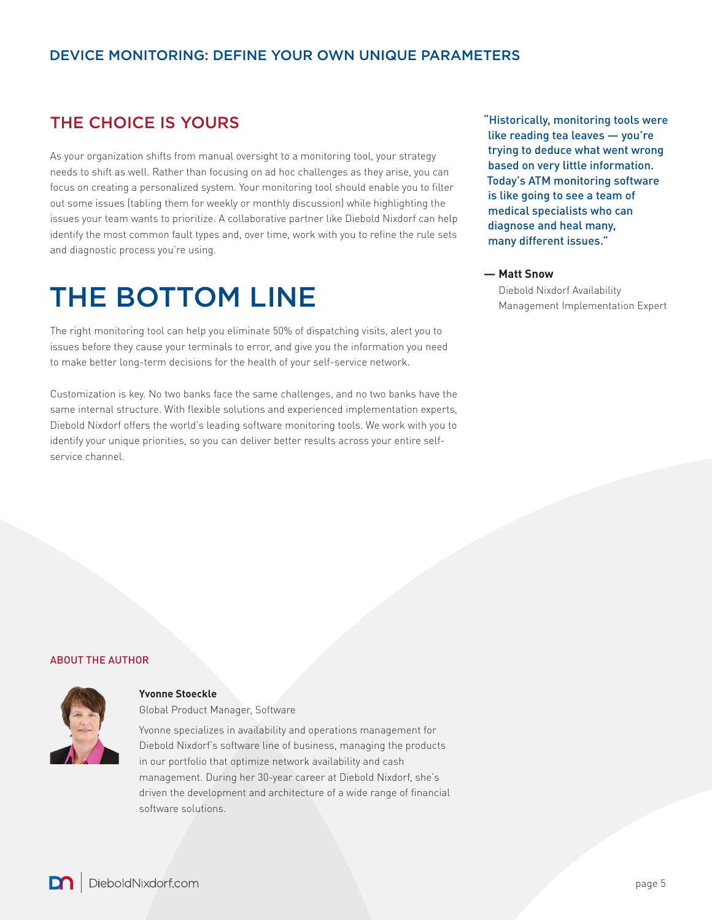## DEVICE MONITORING: DEFINE YOUR OWN UNIQUE PARAMETERS

### THE CHOICE IS YOURS

As your organization shifts from manual oversight to a monitoring tool, your strategy needs to shift as well. Rather than focusing on ad hoc challenges as they arise, you can focus on creating a personalized system. Your monitoring tool should enable you to filter out some issues (tabling them for weekly or monthly discussion) while highlighting the issues your team wants to prioritize. A collaborative partner like Diebold Nixdorf can help identify the most common fault types and, over time, work with you to refine the rule sets and diagnostic process you're using.

# THE BOTTOM LINE

The right monitoring tool can help you eliminate 50% of dispatching visits, alert you to issues before they cause your terminals to error, and give you the information you need to make better long-term decisions for the health of your self-service network.

Customization is key. No two banks face the same challenges, and no two banks have the same internal structure. With flexible solutions and experienced implementation experts, Diebold Nixdorf offers the world's leading software monitoring tools. We work with you to identify your unique priorities, so you can deliver better results across your entire self-service channel.

> "Historically, monitoring tools were like reading tea leaves — you're trying to deduce what went wrong based on very little information. Today's ATM monitoring software is like going to see a team of medical specialists who can diagnose and heal many, many different issues."
>
> **— Matt Snow**
> Diebold Nixdorf Availability Management Implementation Expert

### ABOUT THE AUTHOR

**Yvonne Stoeckle**
Global Product Manager, Software

Yvonne specializes in availability and operations management for Diebold Nixdorf's software line of business, managing the products in our portfolio that optimize network availability and cash management. During her 30-year career at Diebold Nixdorf, she's driven the development and architecture of a wide range of financial software solutions.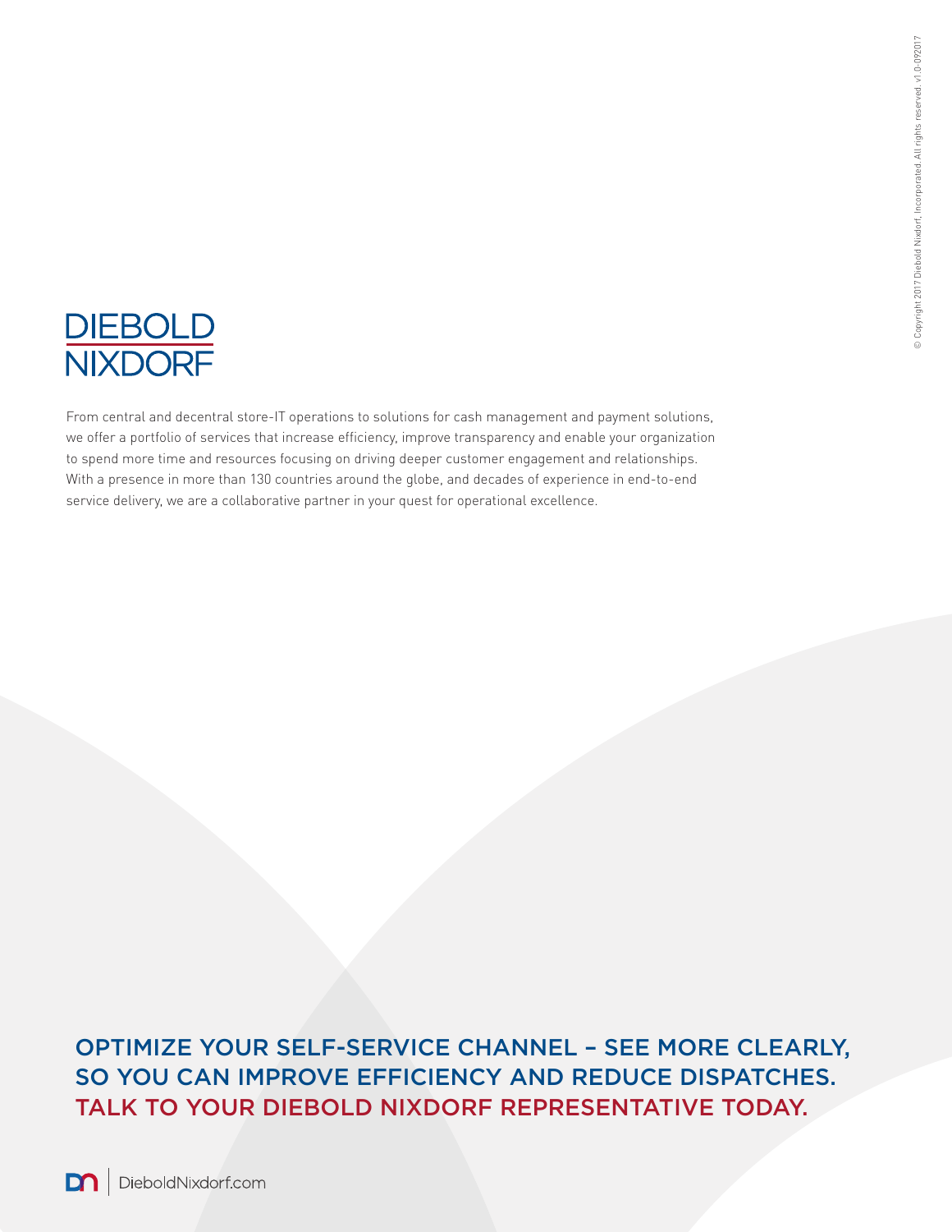DIEBOLD
NIXDORF

From central and decentral store-IT operations to solutions for cash management and payment solutions, we offer a portfolio of services that increase efficiency, improve transparency and enable your organization to spend more time and resources focusing on driving deeper customer engagement and relationships. With a presence in more than 130 countries around the globe, and decades of experience in end-to-end service delivery, we are a collaborative partner in your quest for operational excellence.

## OPTIMIZE YOUR SELF-SERVICE CHANNEL – SEE MORE CLEARLY, SO YOU CAN IMPROVE EFFICIENCY AND REDUCE DISPATCHES. TALK TO YOUR DIEBOLD NIXDORF REPRESENTATIVE TODAY.

DieboldNixdorf.com

© Copyright 2017 Diebold Nixdorf, Incorporated. All rights reserved. v1.0-092017